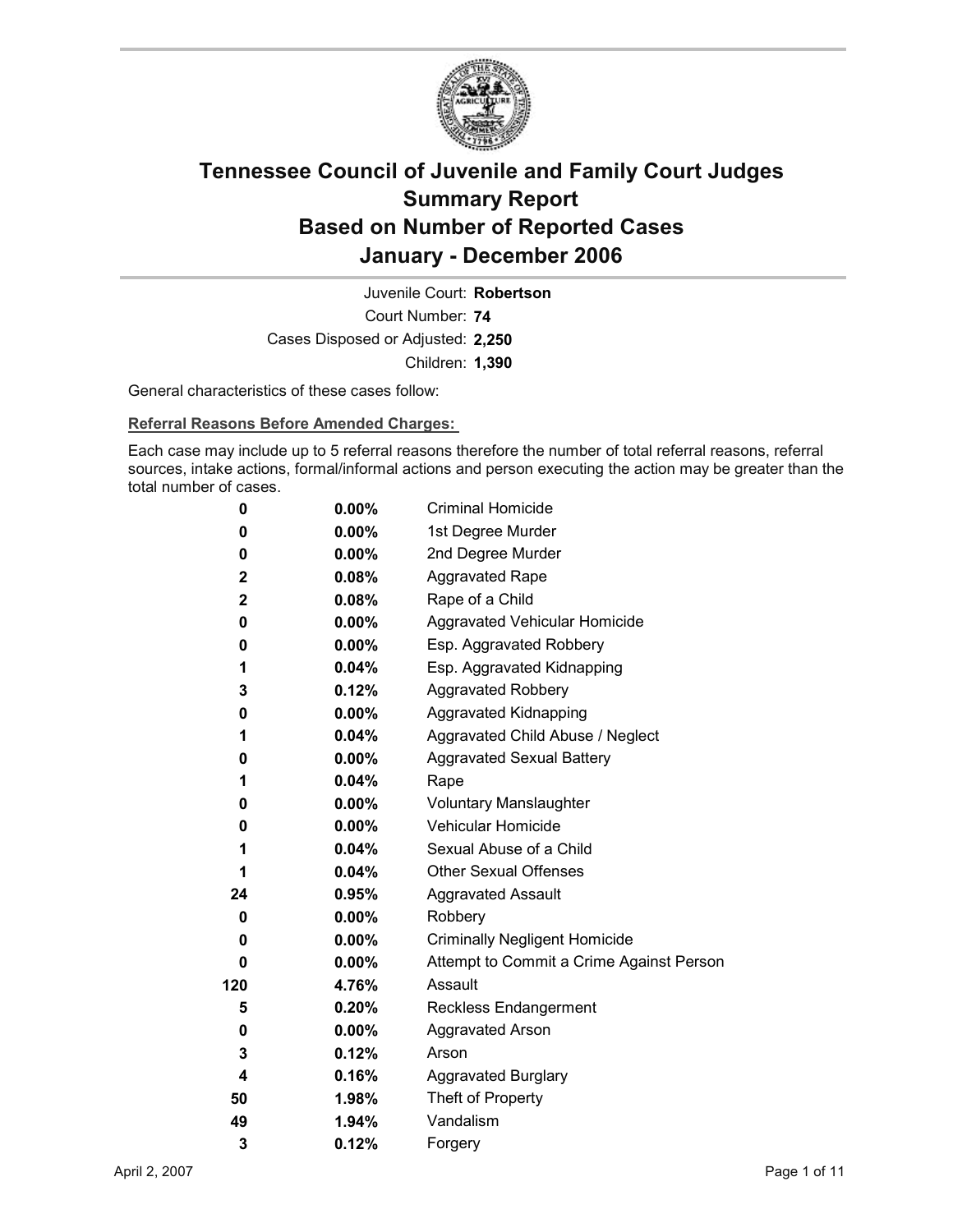# Tennessee Council of Juvenile and Family Court Judges
# Summary Report
# Based on Number of Reported Cases
# January - December 2006

Juvenile Court: **Robertson**
Court Number: **74**
Cases Disposed or Adjusted: **2,250**
Children: **1,390**

General characteristics of these cases follow:

**Referral Reasons Before Amended Charges:**

Each case may include up to 5 referral reasons therefore the number of total referral reasons, referral sources, intake actions, formal/informal actions and person executing the action may be greater than the total number of cases.

| | | |
|---|---|---|
| 0 | 0.00% | Criminal Homicide |
| 0 | 0.00% | 1st Degree Murder |
| 0 | 0.00% | 2nd Degree Murder |
| 2 | 0.08% | Aggravated Rape |
| 2 | 0.08% | Rape of a Child |
| 0 | 0.00% | Aggravated Vehicular Homicide |
| 0 | 0.00% | Esp. Aggravated Robbery |
| 1 | 0.04% | Esp. Aggravated Kidnapping |
| 3 | 0.12% | Aggravated Robbery |
| 0 | 0.00% | Aggravated Kidnapping |
| 1 | 0.04% | Aggravated Child Abuse / Neglect |
| 0 | 0.00% | Aggravated Sexual Battery |
| 1 | 0.04% | Rape |
| 0 | 0.00% | Voluntary Manslaughter |
| 0 | 0.00% | Vehicular Homicide |
| 1 | 0.04% | Sexual Abuse of a Child |
| 1 | 0.04% | Other Sexual Offenses |
| 24 | 0.95% | Aggravated Assault |
| 0 | 0.00% | Robbery |
| 0 | 0.00% | Criminally Negligent Homicide |
| 0 | 0.00% | Attempt to Commit a Crime Against Person |
| 120 | 4.76% | Assault |
| 5 | 0.20% | Reckless Endangerment |
| 0 | 0.00% | Aggravated Arson |
| 3 | 0.12% | Arson |
| 4 | 0.16% | Aggravated Burglary |
| 50 | 1.98% | Theft of Property |
| 49 | 1.94% | Vandalism |
| 3 | 0.12% | Forgery |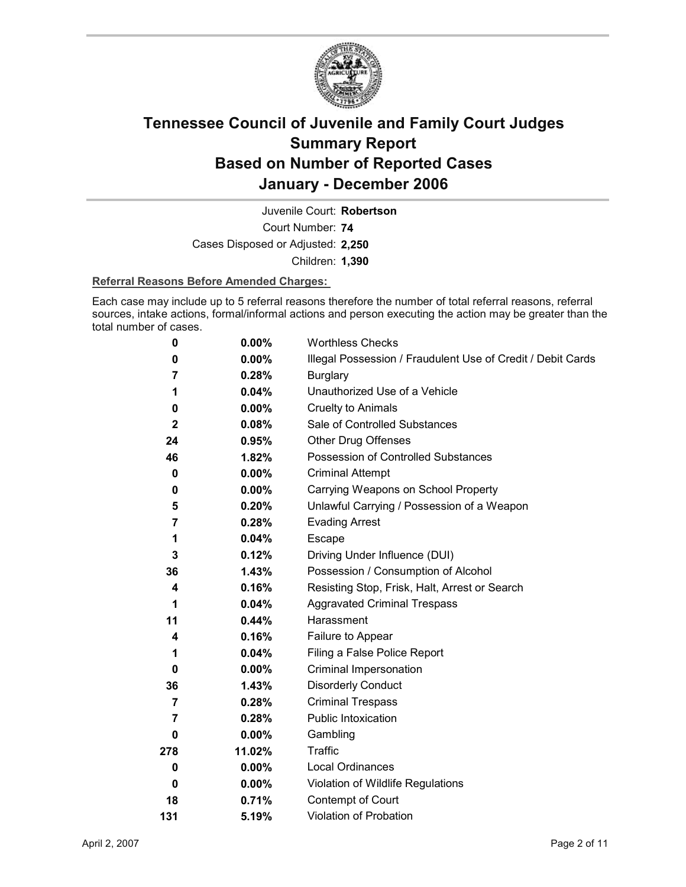# Tennessee Council of Juvenile and Family Court Judges Summary Report Based on Number of Reported Cases January - December 2006

Juvenile Court: **Robertson**

Court Number: **74**

Cases Disposed or Adjusted: **2,250**

Children: **1,390**

**Referral Reasons Before Amended Charges:**

Each case may include up to 5 referral reasons therefore the number of total referral reasons, referral sources, intake actions, formal/informal actions and person executing the action may be greater than the total number of cases.

| Count | Percent | Referral Reason |
|---|---|---|
| 0 | 0.00% | Worthless Checks |
| 0 | 0.00% | Illegal Possession / Fraudulent Use of Credit / Debit Cards |
| 7 | 0.28% | Burglary |
| 1 | 0.04% | Unauthorized Use of a Vehicle |
| 0 | 0.00% | Cruelty to Animals |
| 2 | 0.08% | Sale of Controlled Substances |
| 24 | 0.95% | Other Drug Offenses |
| 46 | 1.82% | Possession of Controlled Substances |
| 0 | 0.00% | Criminal Attempt |
| 0 | 0.00% | Carrying Weapons on School Property |
| 5 | 0.20% | Unlawful Carrying / Possession of a Weapon |
| 7 | 0.28% | Evading Arrest |
| 1 | 0.04% | Escape |
| 3 | 0.12% | Driving Under Influence (DUI) |
| 36 | 1.43% | Possession / Consumption of Alcohol |
| 4 | 0.16% | Resisting Stop, Frisk, Halt, Arrest or Search |
| 1 | 0.04% | Aggravated Criminal Trespass |
| 11 | 0.44% | Harassment |
| 4 | 0.16% | Failure to Appear |
| 1 | 0.04% | Filing a False Police Report |
| 0 | 0.00% | Criminal Impersonation |
| 36 | 1.43% | Disorderly Conduct |
| 7 | 0.28% | Criminal Trespass |
| 7 | 0.28% | Public Intoxication |
| 0 | 0.00% | Gambling |
| 278 | 11.02% | Traffic |
| 0 | 0.00% | Local Ordinances |
| 0 | 0.00% | Violation of Wildlife Regulations |
| 18 | 0.71% | Contempt of Court |
| 131 | 5.19% | Violation of Probation |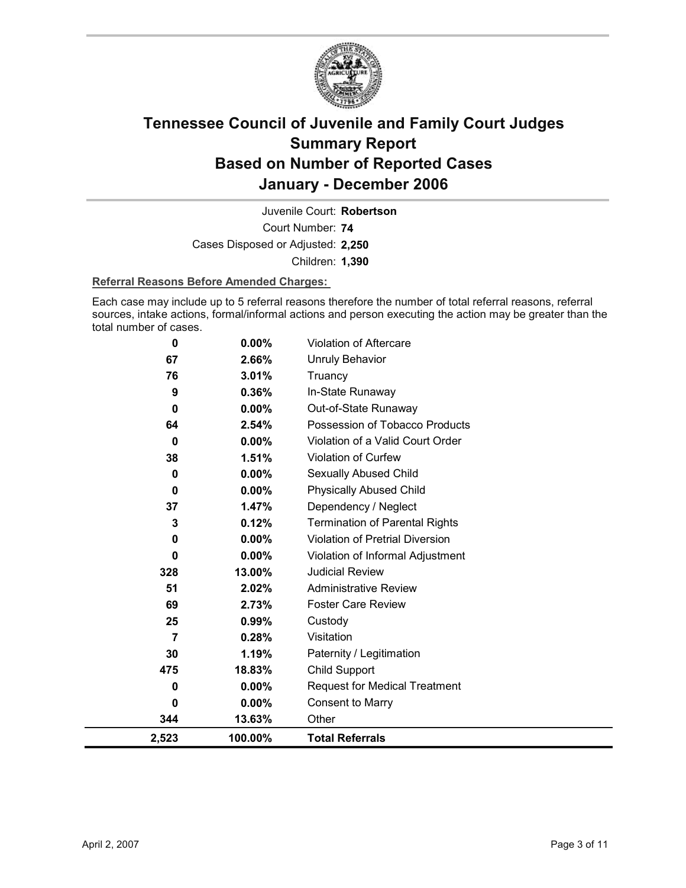# Tennessee Council of Juvenile and Family Court Judges
# Summary Report
# Based on Number of Reported Cases
# January - December 2006

Juvenile Court: **Robertson**

Court Number: **74**

Cases Disposed or Adjusted: **2,250**

Children: **1,390**

**Referral Reasons Before Amended Charges:**

Each case may include up to 5 referral reasons therefore the number of total referral reasons, referral sources, intake actions, formal/informal actions and person executing the action may be greater than the total number of cases.

| Count | Percent | Referral Reason |
|---|---|---|
| 0 | 0.00% | Violation of Aftercare |
| 67 | 2.66% | Unruly Behavior |
| 76 | 3.01% | Truancy |
| 9 | 0.36% | In-State Runaway |
| 0 | 0.00% | Out-of-State Runaway |
| 64 | 2.54% | Possession of Tobacco Products |
| 0 | 0.00% | Violation of a Valid Court Order |
| 38 | 1.51% | Violation of Curfew |
| 0 | 0.00% | Sexually Abused Child |
| 0 | 0.00% | Physically Abused Child |
| 37 | 1.47% | Dependency / Neglect |
| 3 | 0.12% | Termination of Parental Rights |
| 0 | 0.00% | Violation of Pretrial Diversion |
| 0 | 0.00% | Violation of Informal Adjustment |
| 328 | 13.00% | Judicial Review |
| 51 | 2.02% | Administrative Review |
| 69 | 2.73% | Foster Care Review |
| 25 | 0.99% | Custody |
| 7 | 0.28% | Visitation |
| 30 | 1.19% | Paternity / Legitimation |
| 475 | 18.83% | Child Support |
| 0 | 0.00% | Request for Medical Treatment |
| 0 | 0.00% | Consent to Marry |
| 344 | 13.63% | Other |
| **2,523** | **100.00%** | **Total Referrals** |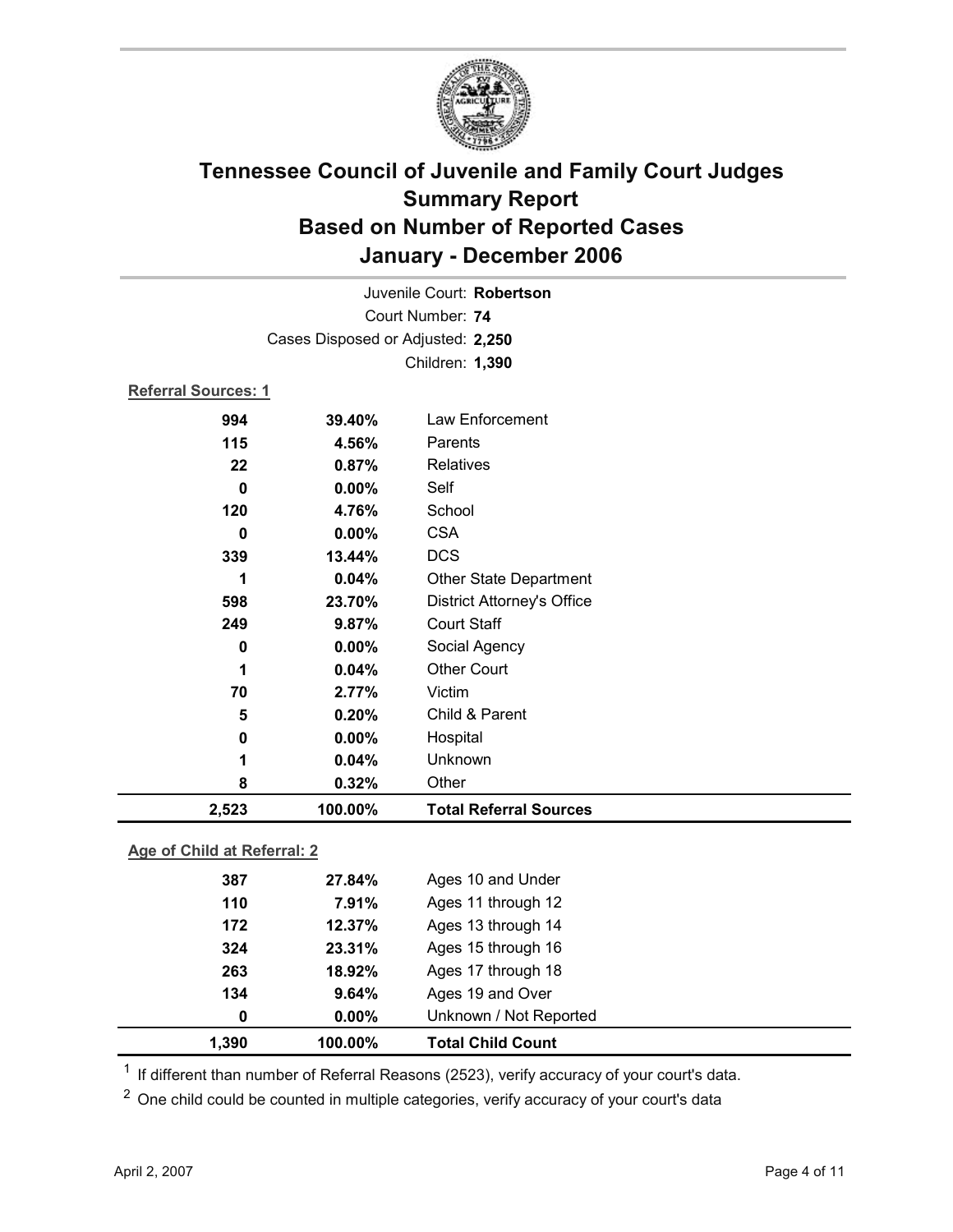# Tennessee Council of Juvenile and Family Court Judges
## Summary Report
## Based on Number of Reported Cases
## January - December 2006

Juvenile Court: **Robertson**
Court Number: **74**
Cases Disposed or Adjusted: **2,250**
Children: **1,390**

**Referral Sources: 1**

| Count | Percent | Source |
|---|---|---|
| 994 | 39.40% | Law Enforcement |
| 115 | 4.56% | Parents |
| 22 | 0.87% | Relatives |
| 0 | 0.00% | Self |
| 120 | 4.76% | School |
| 0 | 0.00% | CSA |
| 339 | 13.44% | DCS |
| 1 | 0.04% | Other State Department |
| 598 | 23.70% | District Attorney's Office |
| 249 | 9.87% | Court Staff |
| 0 | 0.00% | Social Agency |
| 1 | 0.04% | Other Court |
| 70 | 2.77% | Victim |
| 5 | 0.20% | Child & Parent |
| 0 | 0.00% | Hospital |
| 1 | 0.04% | Unknown |
| 8 | 0.32% | Other |
| **2,523** | **100.00%** | **Total Referral Sources** |

**Age of Child at Referral: 2**

| Count | Percent | Age |
|---|---|---|
| 387 | 27.84% | Ages 10 and Under |
| 110 | 7.91% | Ages 11 through 12 |
| 172 | 12.37% | Ages 13 through 14 |
| 324 | 23.31% | Ages 15 through 16 |
| 263 | 18.92% | Ages 17 through 18 |
| 134 | 9.64% | Ages 19 and Over |
| 0 | 0.00% | Unknown / Not Reported |
| **1,390** | **100.00%** | **Total Child Count** |

[1] If different than number of Referral Reasons (2523), verify accuracy of your court's data.

[2] One child could be counted in multiple categories, verify accuracy of your court's data

April 2, 2007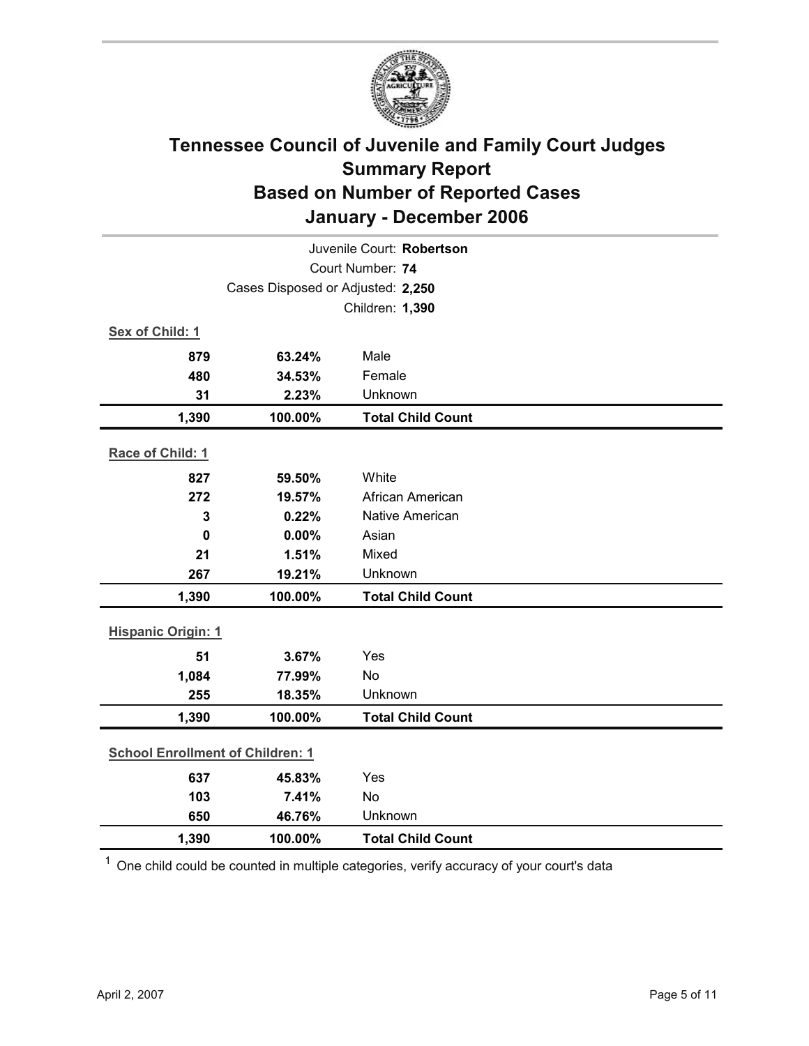# Tennessee Council of Juvenile and Family Court Judges
## Summary Report
## Based on Number of Reported Cases
## January - December 2006

Juvenile Court: **Robertson**

Court Number: **74**

Cases Disposed or Adjusted: **2,250**

Children: **1,390**

**Sex of Child: 1**

| Count | Percent | Category |
|---|---|---|
| 879 | 63.24% | Male |
| 480 | 34.53% | Female |
| 31 | 2.23% | Unknown |
| **1,390** | **100.00%** | **Total Child Count** |

**Race of Child: 1**

| Count | Percent | Category |
|---|---|---|
| 827 | 59.50% | White |
| 272 | 19.57% | African American |
| 3 | 0.22% | Native American |
| 0 | 0.00% | Asian |
| 21 | 1.51% | Mixed |
| 267 | 19.21% | Unknown |
| **1,390** | **100.00%** | **Total Child Count** |

**Hispanic Origin: 1**

| Count | Percent | Category |
|---|---|---|
| 51 | 3.67% | Yes |
| 1,084 | 77.99% | No |
| 255 | 18.35% | Unknown |
| **1,390** | **100.00%** | **Total Child Count** |

**School Enrollment of Children: 1**

| Count | Percent | Category |
|---|---|---|
| 637 | 45.83% | Yes |
| 103 | 7.41% | No |
| 650 | 46.76% | Unknown |
| **1,390** | **100.00%** | **Total Child Count** |

[1] One child could be counted in multiple categories, verify accuracy of your court's data

April 2, 2007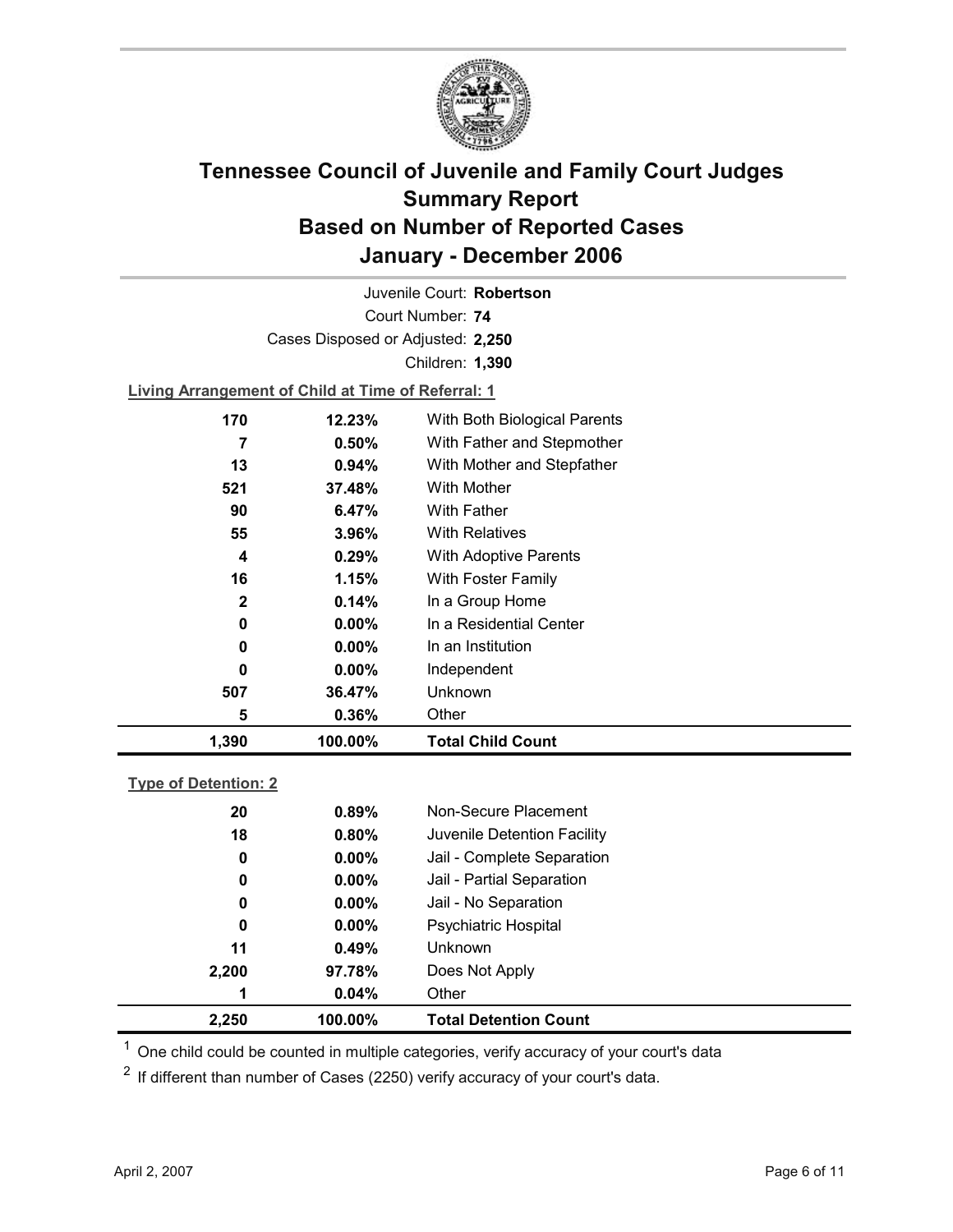# Tennessee Council of Juvenile and Family Court Judges Summary Report Based on Number of Reported Cases January - December 2006

Juvenile Court: **Robertson**

Court Number: **74**

Cases Disposed or Adjusted: **2,250**

Children: **1,390**

**Living Arrangement of Child at Time of Referral: 1**

| Count | Percent | Category |
|---|---|---|
| 170 | 12.23% | With Both Biological Parents |
| 7 | 0.50% | With Father and Stepmother |
| 13 | 0.94% | With Mother and Stepfather |
| 521 | 37.48% | With Mother |
| 90 | 6.47% | With Father |
| 55 | 3.96% | With Relatives |
| 4 | 0.29% | With Adoptive Parents |
| 16 | 1.15% | With Foster Family |
| 2 | 0.14% | In a Group Home |
| 0 | 0.00% | In a Residential Center |
| 0 | 0.00% | In an Institution |
| 0 | 0.00% | Independent |
| 507 | 36.47% | Unknown |
| 5 | 0.36% | Other |
| **1,390** | **100.00%** | **Total Child Count** |

**Type of Detention: 2**

| Count | Percent | Category |
|---|---|---|
| 20 | 0.89% | Non-Secure Placement |
| 18 | 0.80% | Juvenile Detention Facility |
| 0 | 0.00% | Jail - Complete Separation |
| 0 | 0.00% | Jail - Partial Separation |
| 0 | 0.00% | Jail - No Separation |
| 0 | 0.00% | Psychiatric Hospital |
| 11 | 0.49% | Unknown |
| 2,200 | 97.78% | Does Not Apply |
| 1 | 0.04% | Other |
| **2,250** | **100.00%** | **Total Detention Count** |

[1] One child could be counted in multiple categories, verify accuracy of your court's data

[2] If different than number of Cases (2250) verify accuracy of your court's data.

April 2, 2007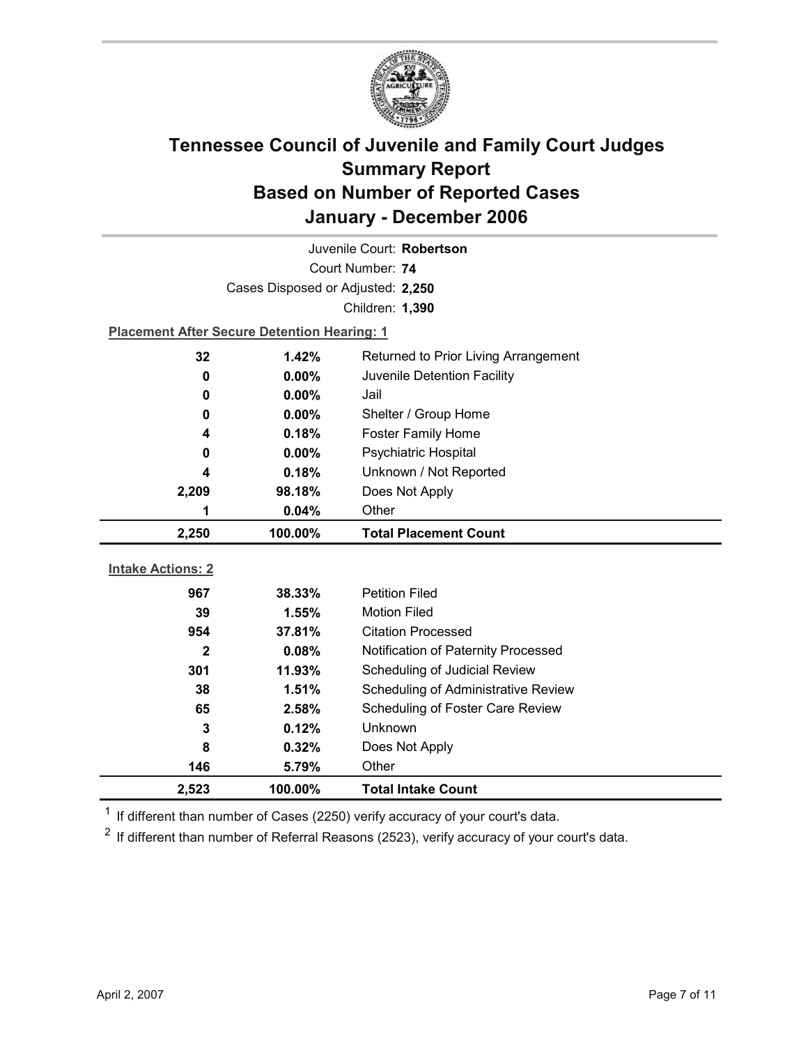# Tennessee Council of Juvenile and Family Court Judges
## Summary Report
## Based on Number of Reported Cases
## January - December 2006

Juvenile Court: **Robertson**
Court Number: **74**
Cases Disposed or Adjusted: **2,250**
Children: **1,390**

**Placement After Secure Detention Hearing: 1**

| | | |
|---|---|---|
| 32 | 1.42% | Returned to Prior Living Arrangement |
| 0 | 0.00% | Juvenile Detention Facility |
| 0 | 0.00% | Jail |
| 0 | 0.00% | Shelter / Group Home |
| 4 | 0.18% | Foster Family Home |
| 0 | 0.00% | Psychiatric Hospital |
| 4 | 0.18% | Unknown / Not Reported |
| 2,209 | 98.18% | Does Not Apply |
| 1 | 0.04% | Other |
| **2,250** | **100.00%** | **Total Placement Count** |

**Intake Actions: 2**

| | | |
|---|---|---|
| 967 | 38.33% | Petition Filed |
| 39 | 1.55% | Motion Filed |
| 954 | 37.81% | Citation Processed |
| 2 | 0.08% | Notification of Paternity Processed |
| 301 | 11.93% | Scheduling of Judicial Review |
| 38 | 1.51% | Scheduling of Administrative Review |
| 65 | 2.58% | Scheduling of Foster Care Review |
| 3 | 0.12% | Unknown |
| 8 | 0.32% | Does Not Apply |
| 146 | 5.79% | Other |
| **2,523** | **100.00%** | **Total Intake Count** |

[1] If different than number of Cases (2250) verify accuracy of your court's data.

[2] If different than number of Referral Reasons (2523), verify accuracy of your court's data.

April 2, 2007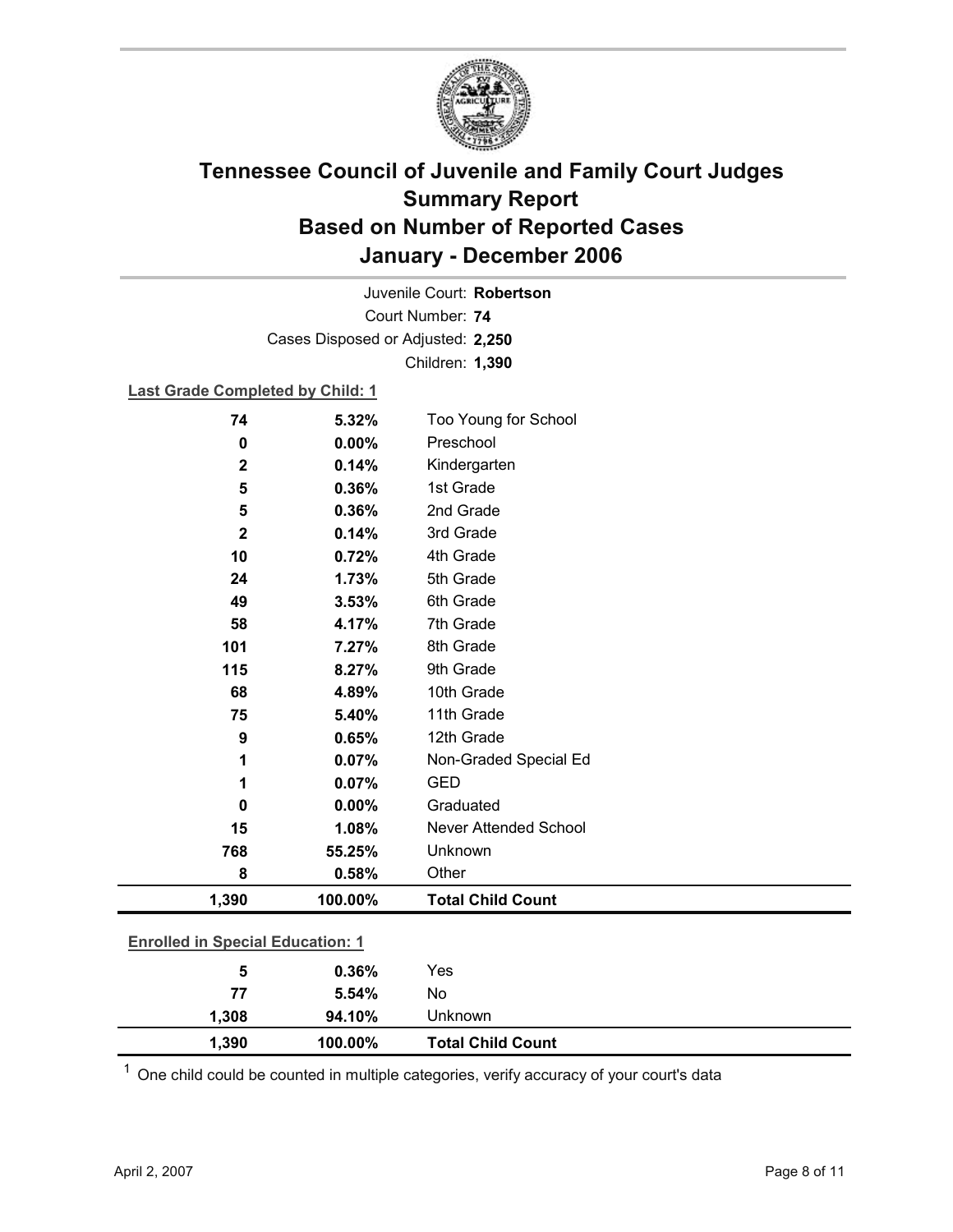# Tennessee Council of Juvenile and Family Court Judges
## Summary Report
## Based on Number of Reported Cases
## January - December 2006

Juvenile Court: **Robertson**

Court Number: **74**

Cases Disposed or Adjusted: **2,250**

Children: **1,390**

**Last Grade Completed by Child: 1**

| Count | Percent | Category |
|---|---|---|
| 74 | 5.32% | Too Young for School |
| 0 | 0.00% | Preschool |
| 2 | 0.14% | Kindergarten |
| 5 | 0.36% | 1st Grade |
| 5 | 0.36% | 2nd Grade |
| 2 | 0.14% | 3rd Grade |
| 10 | 0.72% | 4th Grade |
| 24 | 1.73% | 5th Grade |
| 49 | 3.53% | 6th Grade |
| 58 | 4.17% | 7th Grade |
| 101 | 7.27% | 8th Grade |
| 115 | 8.27% | 9th Grade |
| 68 | 4.89% | 10th Grade |
| 75 | 5.40% | 11th Grade |
| 9 | 0.65% | 12th Grade |
| 1 | 0.07% | Non-Graded Special Ed |
| 1 | 0.07% | GED |
| 0 | 0.00% | Graduated |
| 15 | 1.08% | Never Attended School |
| 768 | 55.25% | Unknown |
| 8 | 0.58% | Other |
| **1,390** | **100.00%** | **Total Child Count** |

**Enrolled in Special Education: 1**

| Count | Percent | Category |
|---|---|---|
| 5 | 0.36% | Yes |
| 77 | 5.54% | No |
| 1,308 | 94.10% | Unknown |
| **1,390** | **100.00%** | **Total Child Count** |

[1] One child could be counted in multiple categories, verify accuracy of your court's data

April 2, 2007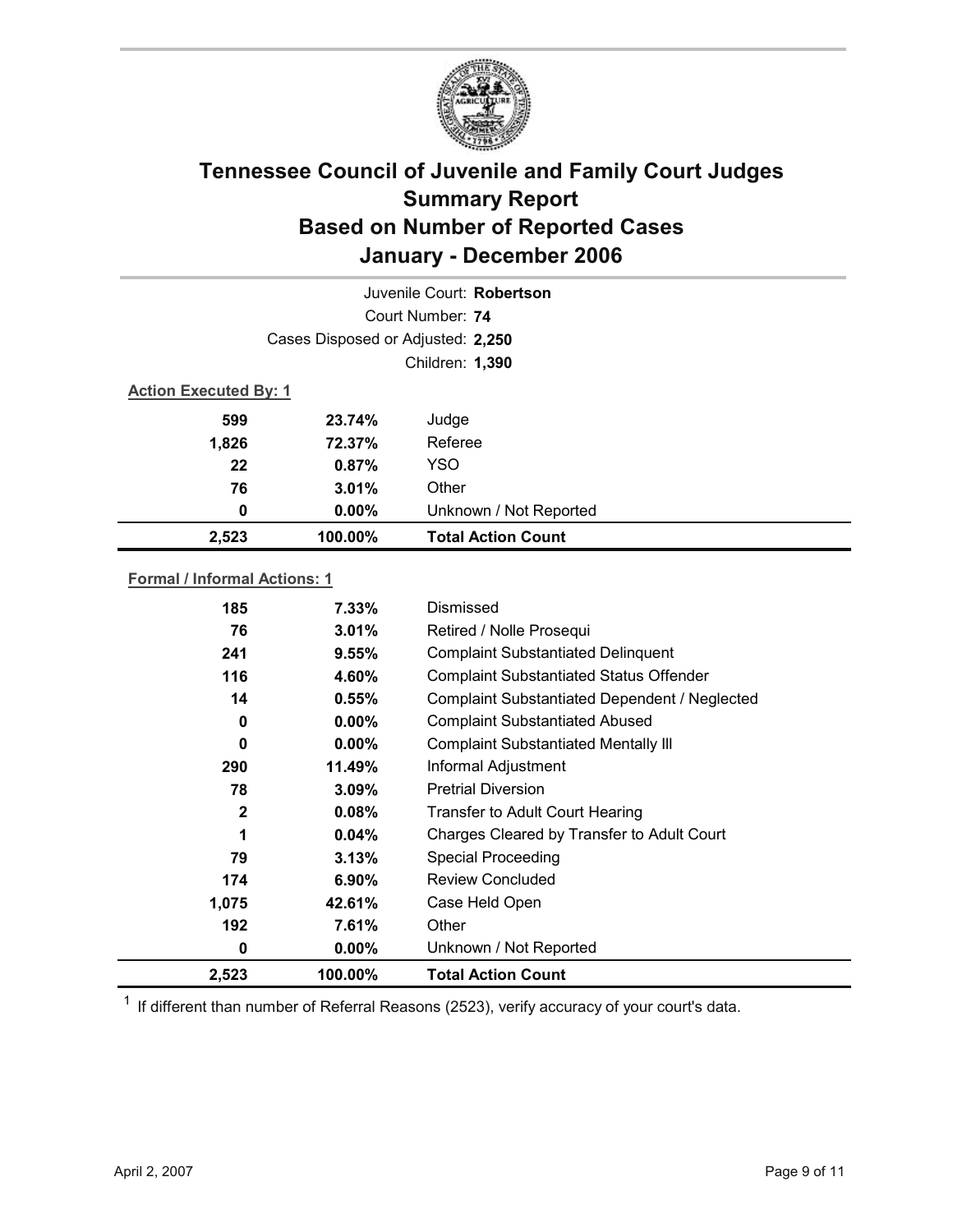# Tennessee Council of Juvenile and Family Court Judges
# Summary Report
# Based on Number of Reported Cases
# January - December 2006

Juvenile Court: **Robertson**

Court Number: **74**

Cases Disposed or Adjusted: **2,250**

Children: **1,390**

**Action Executed By: 1**

| | | |
|---|---|---|
| **599** | **23.74%** | Judge |
| **1,826** | **72.37%** | Referee |
| **22** | **0.87%** | YSO |
| **76** | **3.01%** | Other |
| **0** | **0.00%** | Unknown / Not Reported |
| **2,523** | **100.00%** | **Total Action Count** |

**Formal / Informal Actions: 1**

| | | |
|---|---|---|
| **185** | **7.33%** | Dismissed |
| **76** | **3.01%** | Retired / Nolle Prosequi |
| **241** | **9.55%** | Complaint Substantiated Delinquent |
| **116** | **4.60%** | Complaint Substantiated Status Offender |
| **14** | **0.55%** | Complaint Substantiated Dependent / Neglected |
| **0** | **0.00%** | Complaint Substantiated Abused |
| **0** | **0.00%** | Complaint Substantiated Mentally Ill |
| **290** | **11.49%** | Informal Adjustment |
| **78** | **3.09%** | Pretrial Diversion |
| **2** | **0.08%** | Transfer to Adult Court Hearing |
| **1** | **0.04%** | Charges Cleared by Transfer to Adult Court |
| **79** | **3.13%** | Special Proceeding |
| **174** | **6.90%** | Review Concluded |
| **1,075** | **42.61%** | Case Held Open |
| **192** | **7.61%** | Other |
| **0** | **0.00%** | Unknown / Not Reported |
| **2,523** | **100.00%** | **Total Action Count** |

[1] If different than number of Referral Reasons (2523), verify accuracy of your court's data.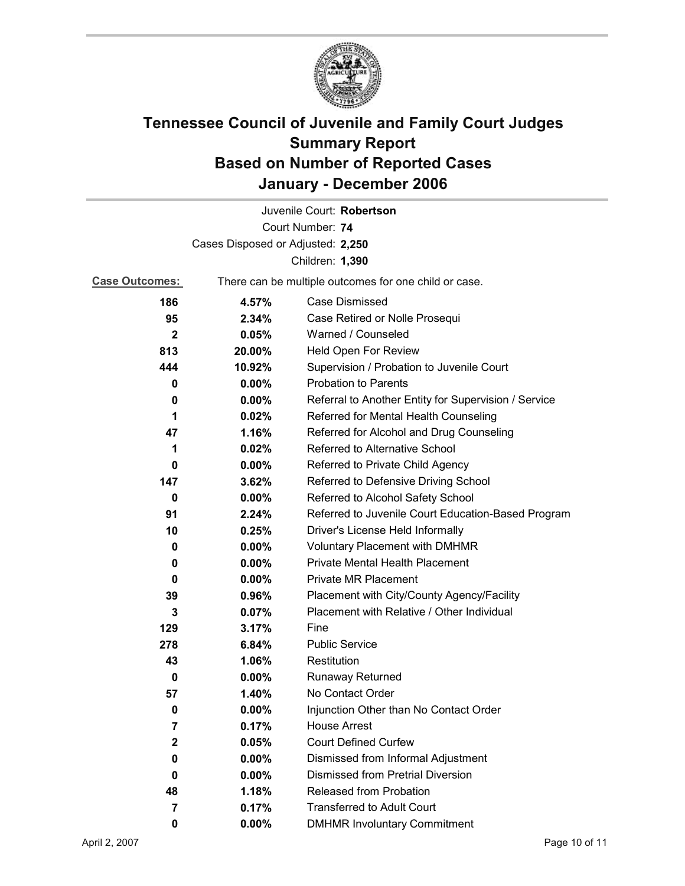# Tennessee Council of Juvenile and Family Court Judges Summary Report Based on Number of Reported Cases January - December 2006

Juvenile Court: **Robertson**
Court Number: **74**
Cases Disposed or Adjusted: **2,250**
Children: **1,390**

**Case Outcomes:** There can be multiple outcomes for one child or case.

| | | |
|---|---|---|
| 186 | 4.57% | Case Dismissed |
| 95 | 2.34% | Case Retired or Nolle Prosequi |
| 2 | 0.05% | Warned / Counseled |
| 813 | 20.00% | Held Open For Review |
| 444 | 10.92% | Supervision / Probation to Juvenile Court |
| 0 | 0.00% | Probation to Parents |
| 0 | 0.00% | Referral to Another Entity for Supervision / Service |
| 1 | 0.02% | Referred for Mental Health Counseling |
| 47 | 1.16% | Referred for Alcohol and Drug Counseling |
| 1 | 0.02% | Referred to Alternative School |
| 0 | 0.00% | Referred to Private Child Agency |
| 147 | 3.62% | Referred to Defensive Driving School |
| 0 | 0.00% | Referred to Alcohol Safety School |
| 91 | 2.24% | Referred to Juvenile Court Education-Based Program |
| 10 | 0.25% | Driver's License Held Informally |
| 0 | 0.00% | Voluntary Placement with DMHMR |
| 0 | 0.00% | Private Mental Health Placement |
| 0 | 0.00% | Private MR Placement |
| 39 | 0.96% | Placement with City/County Agency/Facility |
| 3 | 0.07% | Placement with Relative / Other Individual |
| 129 | 3.17% | Fine |
| 278 | 6.84% | Public Service |
| 43 | 1.06% | Restitution |
| 0 | 0.00% | Runaway Returned |
| 57 | 1.40% | No Contact Order |
| 0 | 0.00% | Injunction Other than No Contact Order |
| 7 | 0.17% | House Arrest |
| 2 | 0.05% | Court Defined Curfew |
| 0 | 0.00% | Dismissed from Informal Adjustment |
| 0 | 0.00% | Dismissed from Pretrial Diversion |
| 48 | 1.18% | Released from Probation |
| 7 | 0.17% | Transferred to Adult Court |
| 0 | 0.00% | DMHMR Involuntary Commitment |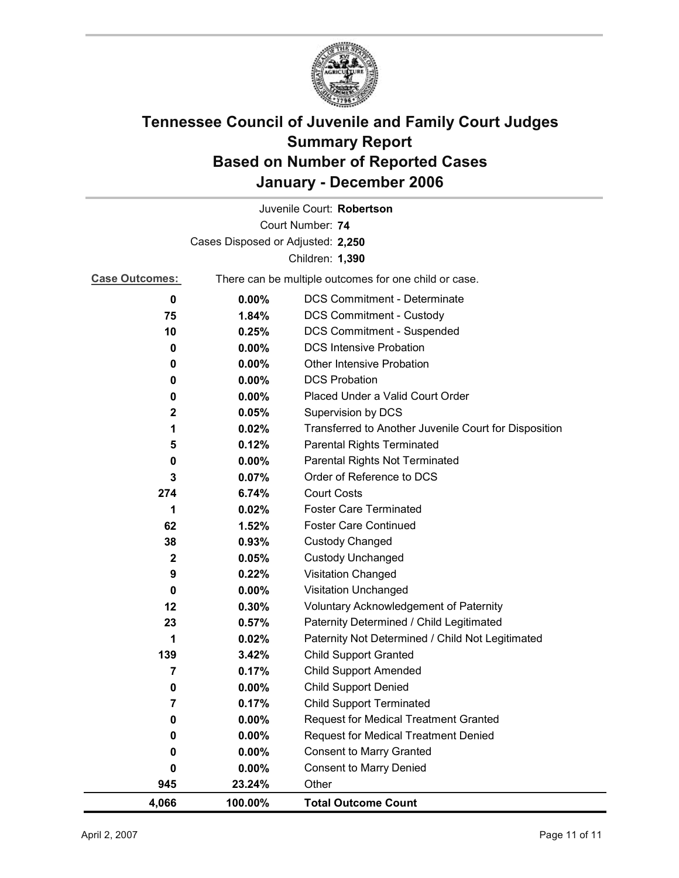# Tennessee Council of Juvenile and Family Court Judges
# Summary Report
# Based on Number of Reported Cases
# January - December 2006

Juvenile Court: **Robertson**

Court Number: **74**

Cases Disposed or Adjusted: **2,250**

Children: **1,390**

**Case Outcomes:** There can be multiple outcomes for one child or case.

| | | |
|---|---|---|
| **0** | **0.00%** | DCS Commitment - Determinate |
| **75** | **1.84%** | DCS Commitment - Custody |
| **10** | **0.25%** | DCS Commitment - Suspended |
| **0** | **0.00%** | DCS Intensive Probation |
| **0** | **0.00%** | Other Intensive Probation |
| **0** | **0.00%** | DCS Probation |
| **0** | **0.00%** | Placed Under a Valid Court Order |
| **2** | **0.05%** | Supervision by DCS |
| **1** | **0.02%** | Transferred to Another Juvenile Court for Disposition |
| **5** | **0.12%** | Parental Rights Terminated |
| **0** | **0.00%** | Parental Rights Not Terminated |
| **3** | **0.07%** | Order of Reference to DCS |
| **274** | **6.74%** | Court Costs |
| **1** | **0.02%** | Foster Care Terminated |
| **62** | **1.52%** | Foster Care Continued |
| **38** | **0.93%** | Custody Changed |
| **2** | **0.05%** | Custody Unchanged |
| **9** | **0.22%** | Visitation Changed |
| **0** | **0.00%** | Visitation Unchanged |
| **12** | **0.30%** | Voluntary Acknowledgement of Paternity |
| **23** | **0.57%** | Paternity Determined / Child Legitimated |
| **1** | **0.02%** | Paternity Not Determined / Child Not Legitimated |
| **139** | **3.42%** | Child Support Granted |
| **7** | **0.17%** | Child Support Amended |
| **0** | **0.00%** | Child Support Denied |
| **7** | **0.17%** | Child Support Terminated |
| **0** | **0.00%** | Request for Medical Treatment Granted |
| **0** | **0.00%** | Request for Medical Treatment Denied |
| **0** | **0.00%** | Consent to Marry Granted |
| **0** | **0.00%** | Consent to Marry Denied |
| **945** | **23.24%** | Other |
| **4,066** | **100.00%** | **Total Outcome Count** |